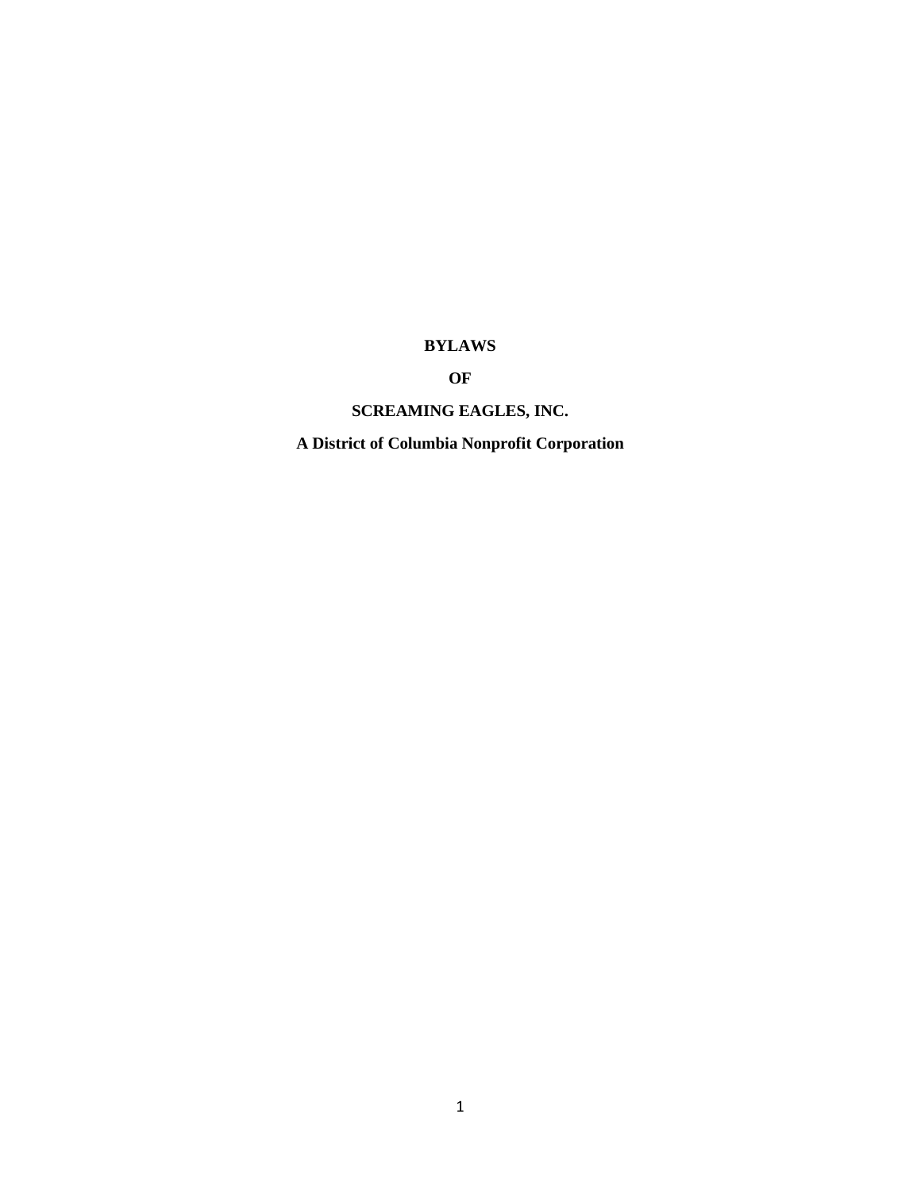**BYLAWS**

**OF**

**SCREAMING EAGLES, INC.**

**A District of Columbia Nonprofit Corporation**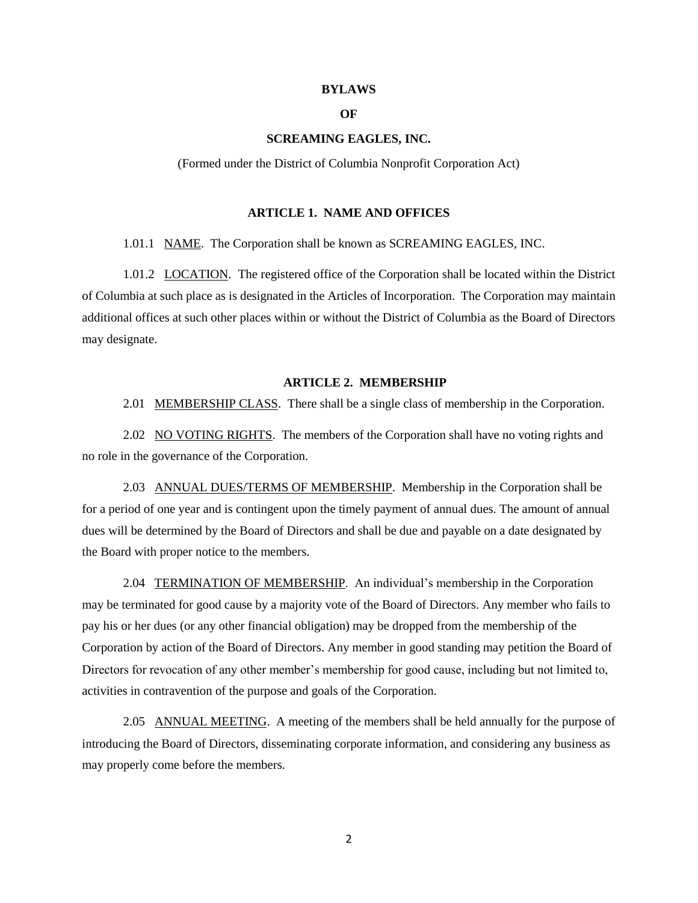# BYLAWS

# OF

# SCREAMING EAGLES, INC.

(Formed under the District of Columbia Nonprofit Corporation Act)

## ARTICLE 1. NAME AND OFFICES

1.01.1 NAME. The Corporation shall be known as SCREAMING EAGLES, INC.

1.01.2 LOCATION. The registered office of the Corporation shall be located within the District of Columbia at such place as is designated in the Articles of Incorporation. The Corporation may maintain additional offices at such other places within or without the District of Columbia as the Board of Directors may designate.

## ARTICLE 2. MEMBERSHIP

2.01 MEMBERSHIP CLASS. There shall be a single class of membership in the Corporation.

2.02 NO VOTING RIGHTS. The members of the Corporation shall have no voting rights and no role in the governance of the Corporation.

2.03 ANNUAL DUES/TERMS OF MEMBERSHIP. Membership in the Corporation shall be for a period of one year and is contingent upon the timely payment of annual dues. The amount of annual dues will be determined by the Board of Directors and shall be due and payable on a date designated by the Board with proper notice to the members.

2.04 TERMINATION OF MEMBERSHIP. An individual's membership in the Corporation may be terminated for good cause by a majority vote of the Board of Directors. Any member who fails to pay his or her dues (or any other financial obligation) may be dropped from the membership of the Corporation by action of the Board of Directors. Any member in good standing may petition the Board of Directors for revocation of any other member's membership for good cause, including but not limited to, activities in contravention of the purpose and goals of the Corporation.

2.05 ANNUAL MEETING. A meeting of the members shall be held annually for the purpose of introducing the Board of Directors, disseminating corporate information, and considering any business as may properly come before the members.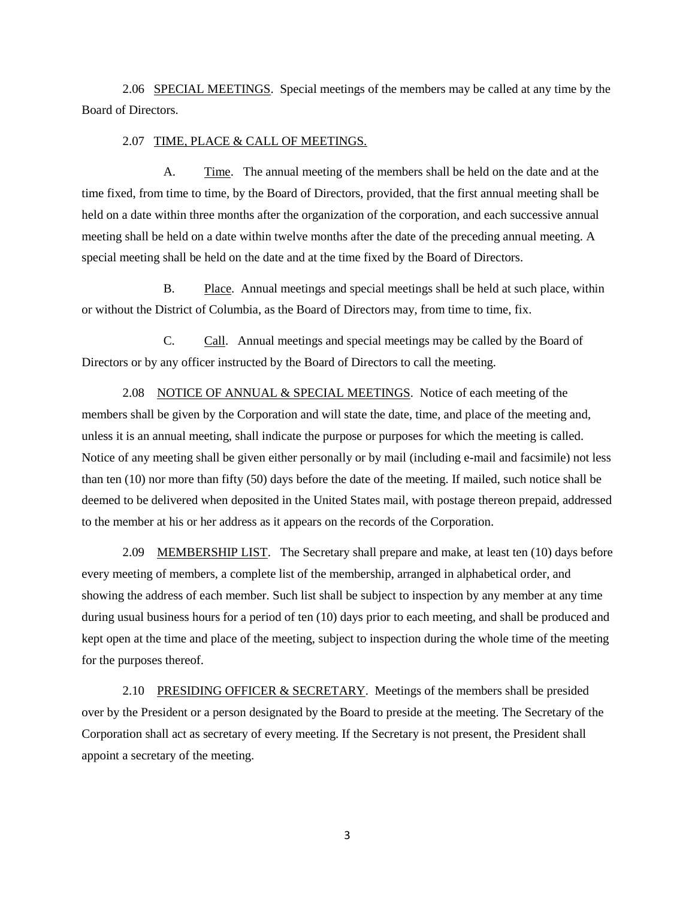2.06 <u>SPECIAL MEETINGS</u>. Special meetings of the members may be called at any time by the Board of Directors.

2.07 <u>TIME, PLACE & CALL OF MEETINGS.</u>

A. <u>Time</u>. The annual meeting of the members shall be held on the date and at the time fixed, from time to time, by the Board of Directors, provided, that the first annual meeting shall be held on a date within three months after the organization of the corporation, and each successive annual meeting shall be held on a date within twelve months after the date of the preceding annual meeting. A special meeting shall be held on the date and at the time fixed by the Board of Directors.

B. <u>Place</u>. Annual meetings and special meetings shall be held at such place, within or without the District of Columbia, as the Board of Directors may, from time to time, fix.

C. <u>Call</u>. Annual meetings and special meetings may be called by the Board of Directors or by any officer instructed by the Board of Directors to call the meeting.

2.08 <u>NOTICE OF ANNUAL & SPECIAL MEETINGS</u>. Notice of each meeting of the members shall be given by the Corporation and will state the date, time, and place of the meeting and, unless it is an annual meeting, shall indicate the purpose or purposes for which the meeting is called. Notice of any meeting shall be given either personally or by mail (including e-mail and facsimile) not less than ten (10) nor more than fifty (50) days before the date of the meeting. If mailed, such notice shall be deemed to be delivered when deposited in the United States mail, with postage thereon prepaid, addressed to the member at his or her address as it appears on the records of the Corporation.

2.09 <u>MEMBERSHIP LIST</u>. The Secretary shall prepare and make, at least ten (10) days before every meeting of members, a complete list of the membership, arranged in alphabetical order, and showing the address of each member. Such list shall be subject to inspection by any member at any time during usual business hours for a period of ten (10) days prior to each meeting, and shall be produced and kept open at the time and place of the meeting, subject to inspection during the whole time of the meeting for the purposes thereof.

2.10 <u>PRESIDING OFFICER & SECRETARY</u>. Meetings of the members shall be presided over by the President or a person designated by the Board to preside at the meeting. The Secretary of the Corporation shall act as secretary of every meeting. If the Secretary is not present, the President shall appoint a secretary of the meeting.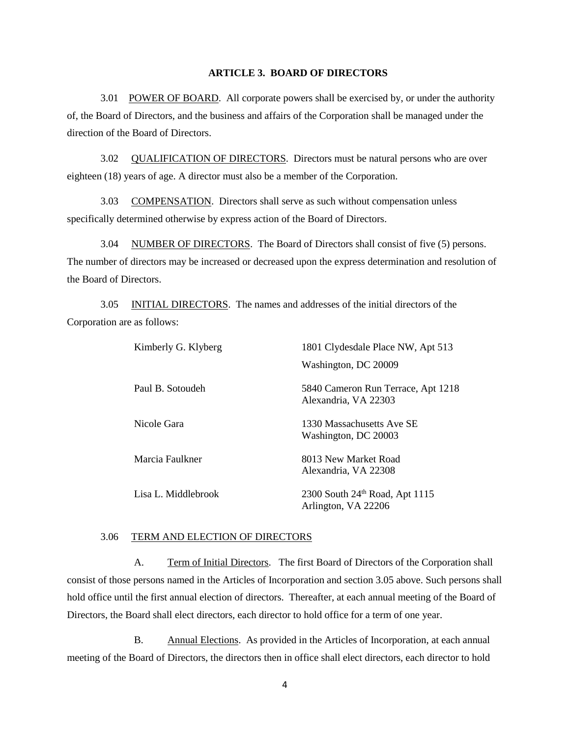## ARTICLE 3. BOARD OF DIRECTORS

3.01 POWER OF BOARD. All corporate powers shall be exercised by, or under the authority of, the Board of Directors, and the business and affairs of the Corporation shall be managed under the direction of the Board of Directors.

3.02 QUALIFICATION OF DIRECTORS. Directors must be natural persons who are over eighteen (18) years of age. A director must also be a member of the Corporation.

3.03 COMPENSATION. Directors shall serve as such without compensation unless specifically determined otherwise by express action of the Board of Directors.

3.04 NUMBER OF DIRECTORS. The Board of Directors shall consist of five (5) persons. The number of directors may be increased or decreased upon the express determination and resolution of the Board of Directors.

3.05 INITIAL DIRECTORS. The names and addresses of the initial directors of the Corporation are as follows:

| | |
|---|---|
| Kimberly G. Klyberg | 1801 Clydesdale Place NW, Apt 513<br>Washington, DC 20009 |
| Paul B. Sotoudeh | 5840 Cameron Run Terrace, Apt 1218<br>Alexandria, VA 22303 |
| Nicole Gara | 1330 Massachusetts Ave SE<br>Washington, DC 20003 |
| Marcia Faulkner | 8013 New Market Road<br>Alexandria, VA 22308 |
| Lisa L. Middlebrook | 2300 South 24th Road, Apt 1115<br>Arlington, VA 22206 |

3.06 TERM AND ELECTION OF DIRECTORS

A. Term of Initial Directors. The first Board of Directors of the Corporation shall consist of those persons named in the Articles of Incorporation and section 3.05 above. Such persons shall hold office until the first annual election of directors. Thereafter, at each annual meeting of the Board of Directors, the Board shall elect directors, each director to hold office for a term of one year.

B. Annual Elections. As provided in the Articles of Incorporation, at each annual meeting of the Board of Directors, the directors then in office shall elect directors, each director to hold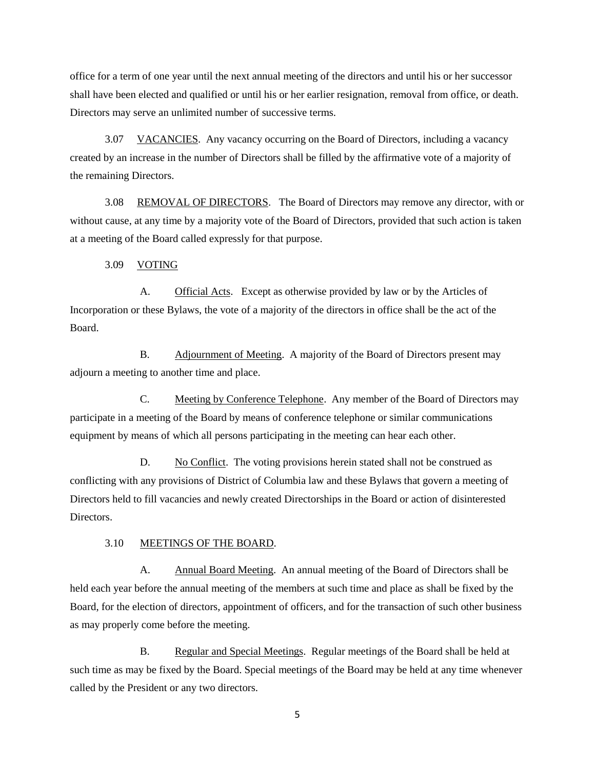office for a term of one year until the next annual meeting of the directors and until his or her successor shall have been elected and qualified or until his or her earlier resignation, removal from office, or death. Directors may serve an unlimited number of successive terms.

3.07 VACANCIES. Any vacancy occurring on the Board of Directors, including a vacancy created by an increase in the number of Directors shall be filled by the affirmative vote of a majority of the remaining Directors.

3.08 REMOVAL OF DIRECTORS. The Board of Directors may remove any director, with or without cause, at any time by a majority vote of the Board of Directors, provided that such action is taken at a meeting of the Board called expressly for that purpose.

3.09 VOTING

A. Official Acts. Except as otherwise provided by law or by the Articles of Incorporation or these Bylaws, the vote of a majority of the directors in office shall be the act of the Board.

B. Adjournment of Meeting. A majority of the Board of Directors present may adjourn a meeting to another time and place.

C. Meeting by Conference Telephone. Any member of the Board of Directors may participate in a meeting of the Board by means of conference telephone or similar communications equipment by means of which all persons participating in the meeting can hear each other.

D. No Conflict. The voting provisions herein stated shall not be construed as conflicting with any provisions of District of Columbia law and these Bylaws that govern a meeting of Directors held to fill vacancies and newly created Directorships in the Board or action of disinterested Directors.

3.10 MEETINGS OF THE BOARD.

A. Annual Board Meeting. An annual meeting of the Board of Directors shall be held each year before the annual meeting of the members at such time and place as shall be fixed by the Board, for the election of directors, appointment of officers, and for the transaction of such other business as may properly come before the meeting.

B. Regular and Special Meetings. Regular meetings of the Board shall be held at such time as may be fixed by the Board. Special meetings of the Board may be held at any time whenever called by the President or any two directors.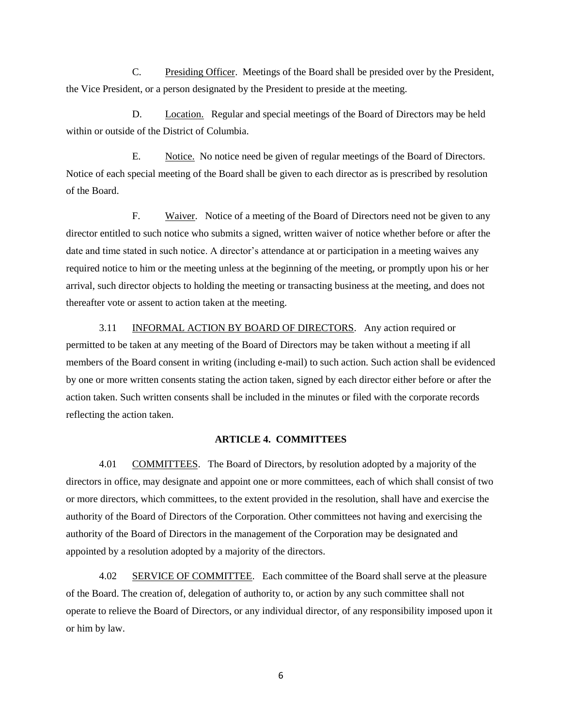C. Presiding Officer. Meetings of the Board shall be presided over by the President, the Vice President, or a person designated by the President to preside at the meeting.

D. Location. Regular and special meetings of the Board of Directors may be held within or outside of the District of Columbia.

E. Notice. No notice need be given of regular meetings of the Board of Directors. Notice of each special meeting of the Board shall be given to each director as is prescribed by resolution of the Board.

F. Waiver. Notice of a meeting of the Board of Directors need not be given to any director entitled to such notice who submits a signed, written waiver of notice whether before or after the date and time stated in such notice. A director's attendance at or participation in a meeting waives any required notice to him or the meeting unless at the beginning of the meeting, or promptly upon his or her arrival, such director objects to holding the meeting or transacting business at the meeting, and does not thereafter vote or assent to action taken at the meeting.

3.11 INFORMAL ACTION BY BOARD OF DIRECTORS. Any action required or permitted to be taken at any meeting of the Board of Directors may be taken without a meeting if all members of the Board consent in writing (including e-mail) to such action. Such action shall be evidenced by one or more written consents stating the action taken, signed by each director either before or after the action taken. Such written consents shall be included in the minutes or filed with the corporate records reflecting the action taken.

## ARTICLE 4. COMMITTEES

4.01 COMMITTEES. The Board of Directors, by resolution adopted by a majority of the directors in office, may designate and appoint one or more committees, each of which shall consist of two or more directors, which committees, to the extent provided in the resolution, shall have and exercise the authority of the Board of Directors of the Corporation. Other committees not having and exercising the authority of the Board of Directors in the management of the Corporation may be designated and appointed by a resolution adopted by a majority of the directors.

4.02 SERVICE OF COMMITTEE. Each committee of the Board shall serve at the pleasure of the Board. The creation of, delegation of authority to, or action by any such committee shall not operate to relieve the Board of Directors, or any individual director, of any responsibility imposed upon it or him by law.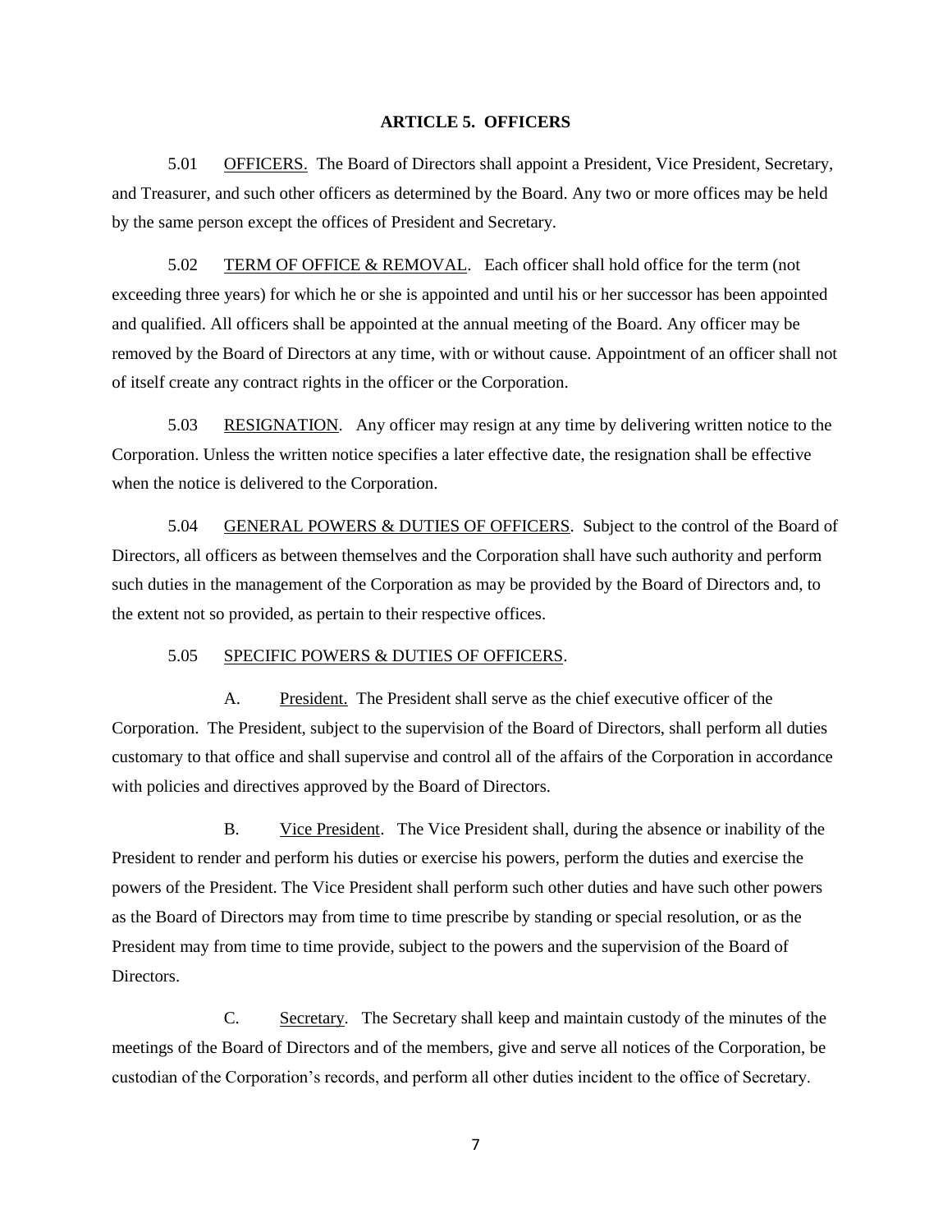## ARTICLE 5. OFFICERS

5.01 OFFICERS. The Board of Directors shall appoint a President, Vice President, Secretary, and Treasurer, and such other officers as determined by the Board. Any two or more offices may be held by the same person except the offices of President and Secretary.

5.02 TERM OF OFFICE & REMOVAL. Each officer shall hold office for the term (not exceeding three years) for which he or she is appointed and until his or her successor has been appointed and qualified. All officers shall be appointed at the annual meeting of the Board. Any officer may be removed by the Board of Directors at any time, with or without cause. Appointment of an officer shall not of itself create any contract rights in the officer or the Corporation.

5.03 RESIGNATION. Any officer may resign at any time by delivering written notice to the Corporation. Unless the written notice specifies a later effective date, the resignation shall be effective when the notice is delivered to the Corporation.

5.04 GENERAL POWERS & DUTIES OF OFFICERS. Subject to the control of the Board of Directors, all officers as between themselves and the Corporation shall have such authority and perform such duties in the management of the Corporation as may be provided by the Board of Directors and, to the extent not so provided, as pertain to their respective offices.

5.05 SPECIFIC POWERS & DUTIES OF OFFICERS.

A. President. The President shall serve as the chief executive officer of the Corporation. The President, subject to the supervision of the Board of Directors, shall perform all duties customary to that office and shall supervise and control all of the affairs of the Corporation in accordance with policies and directives approved by the Board of Directors.

B. Vice President. The Vice President shall, during the absence or inability of the President to render and perform his duties or exercise his powers, perform the duties and exercise the powers of the President. The Vice President shall perform such other duties and have such other powers as the Board of Directors may from time to time prescribe by standing or special resolution, or as the President may from time to time provide, subject to the powers and the supervision of the Board of Directors.

C. Secretary. The Secretary shall keep and maintain custody of the minutes of the meetings of the Board of Directors and of the members, give and serve all notices of the Corporation, be custodian of the Corporation's records, and perform all other duties incident to the office of Secretary.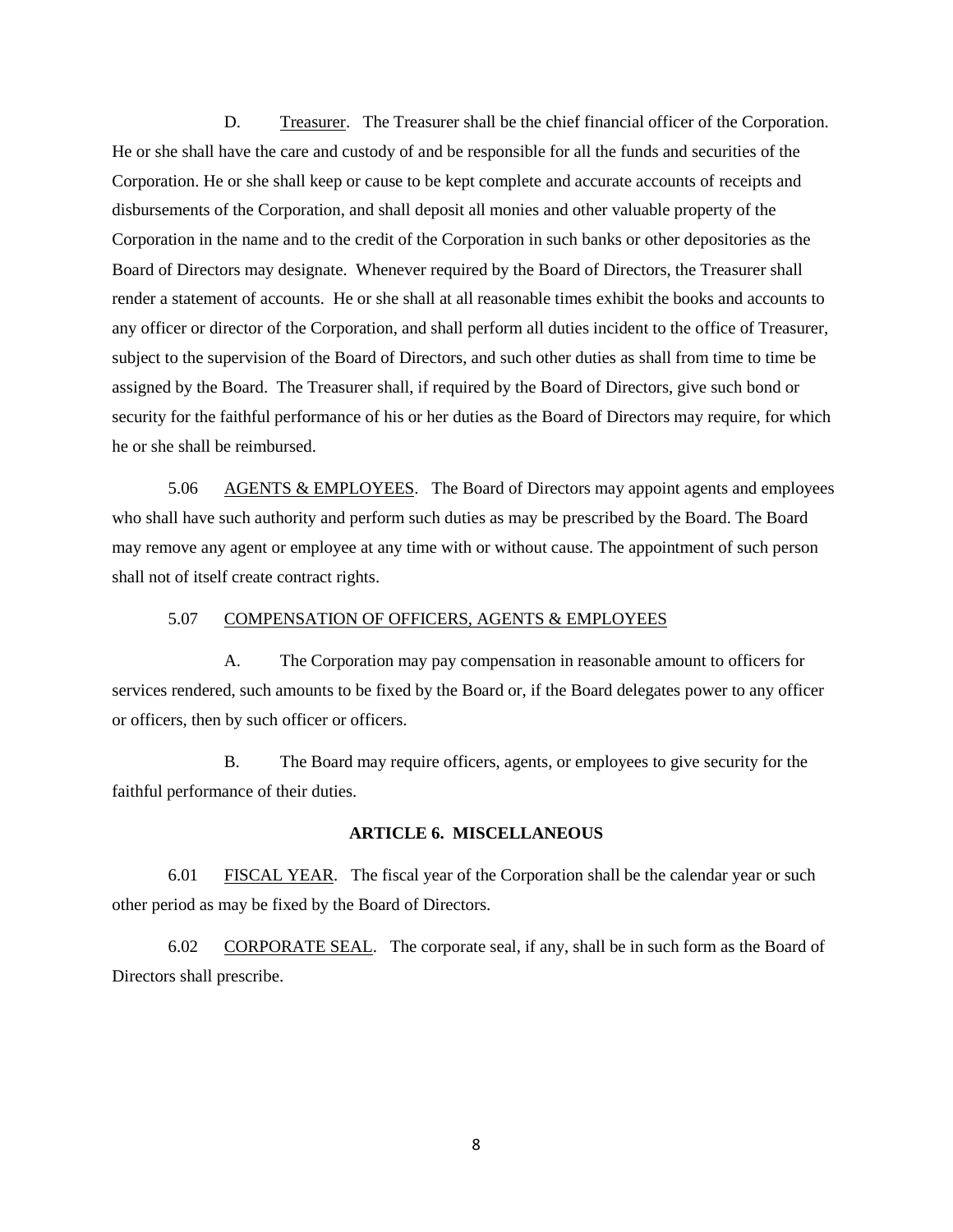D. <u>Treasurer</u>. The Treasurer shall be the chief financial officer of the Corporation. He or she shall have the care and custody of and be responsible for all the funds and securities of the Corporation. He or she shall keep or cause to be kept complete and accurate accounts of receipts and disbursements of the Corporation, and shall deposit all monies and other valuable property of the Corporation in the name and to the credit of the Corporation in such banks or other depositories as the Board of Directors may designate. Whenever required by the Board of Directors, the Treasurer shall render a statement of accounts. He or she shall at all reasonable times exhibit the books and accounts to any officer or director of the Corporation, and shall perform all duties incident to the office of Treasurer, subject to the supervision of the Board of Directors, and such other duties as shall from time to time be assigned by the Board. The Treasurer shall, if required by the Board of Directors, give such bond or security for the faithful performance of his or her duties as the Board of Directors may require, for which he or she shall be reimbursed.

5.06 <u>AGENTS & EMPLOYEES</u>. The Board of Directors may appoint agents and employees who shall have such authority and perform such duties as may be prescribed by the Board. The Board may remove any agent or employee at any time with or without cause. The appointment of such person shall not of itself create contract rights.

5.07 <u>COMPENSATION OF OFFICERS, AGENTS & EMPLOYEES</u>

A. The Corporation may pay compensation in reasonable amount to officers for services rendered, such amounts to be fixed by the Board or, if the Board delegates power to any officer or officers, then by such officer or officers.

B. The Board may require officers, agents, or employees to give security for the faithful performance of their duties.

## ARTICLE 6. MISCELLANEOUS

6.01 <u>FISCAL YEAR</u>. The fiscal year of the Corporation shall be the calendar year or such other period as may be fixed by the Board of Directors.

6.02 <u>CORPORATE SEAL</u>. The corporate seal, if any, shall be in such form as the Board of Directors shall prescribe.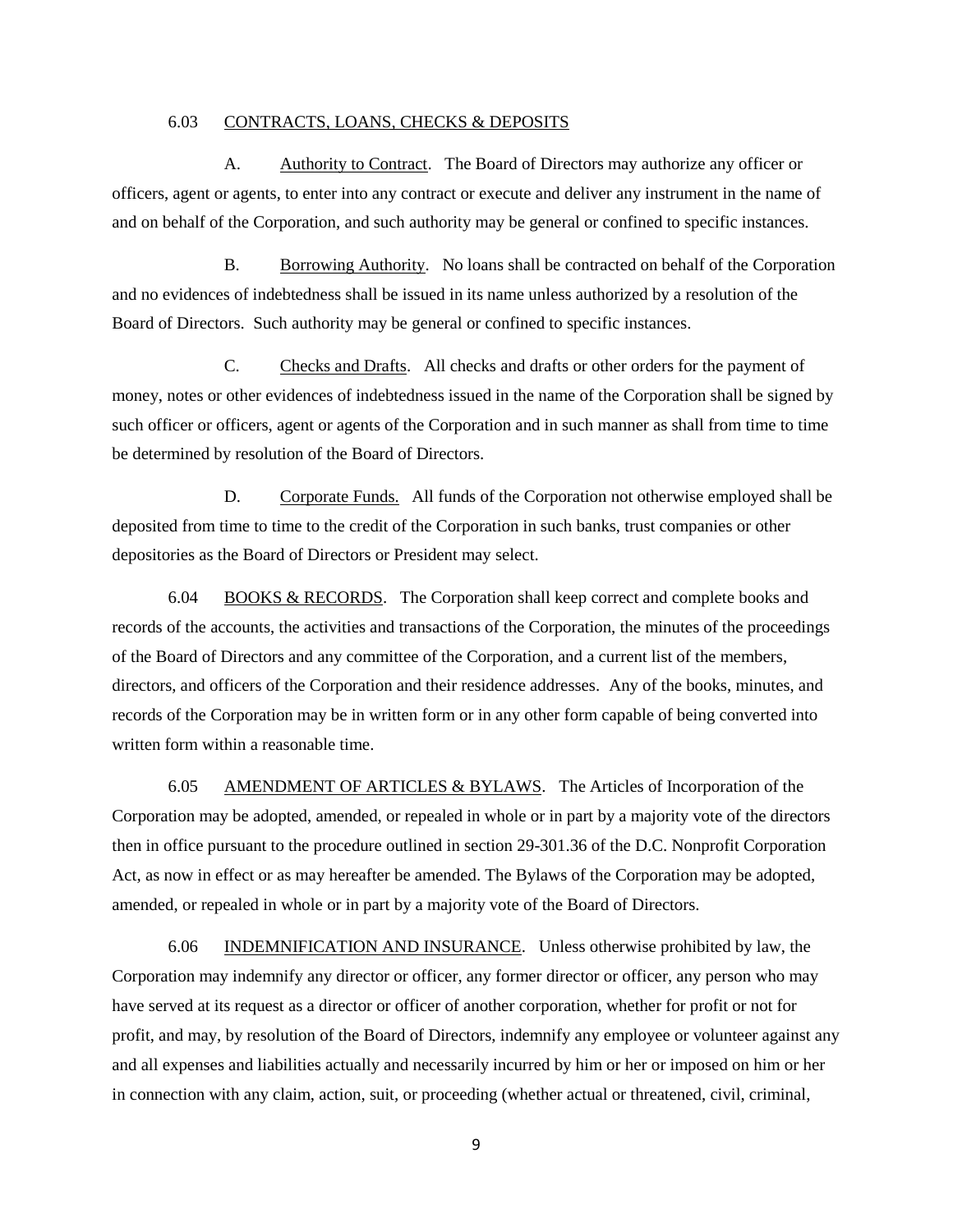6.03 <u>CONTRACTS, LOANS, CHECKS & DEPOSITS</u>

A. <u>Authority to Contract</u>. The Board of Directors may authorize any officer or officers, agent or agents, to enter into any contract or execute and deliver any instrument in the name of and on behalf of the Corporation, and such authority may be general or confined to specific instances.

B. <u>Borrowing Authority</u>. No loans shall be contracted on behalf of the Corporation and no evidences of indebtedness shall be issued in its name unless authorized by a resolution of the Board of Directors. Such authority may be general or confined to specific instances.

C. <u>Checks and Drafts</u>. All checks and drafts or other orders for the payment of money, notes or other evidences of indebtedness issued in the name of the Corporation shall be signed by such officer or officers, agent or agents of the Corporation and in such manner as shall from time to time be determined by resolution of the Board of Directors.

D. <u>Corporate Funds.</u> All funds of the Corporation not otherwise employed shall be deposited from time to time to the credit of the Corporation in such banks, trust companies or other depositories as the Board of Directors or President may select.

6.04 <u>BOOKS & RECORDS</u>. The Corporation shall keep correct and complete books and records of the accounts, the activities and transactions of the Corporation, the minutes of the proceedings of the Board of Directors and any committee of the Corporation, and a current list of the members, directors, and officers of the Corporation and their residence addresses. Any of the books, minutes, and records of the Corporation may be in written form or in any other form capable of being converted into written form within a reasonable time.

6.05 <u>AMENDMENT OF ARTICLES & BYLAWS</u>. The Articles of Incorporation of the Corporation may be adopted, amended, or repealed in whole or in part by a majority vote of the directors then in office pursuant to the procedure outlined in section 29-301.36 of the D.C. Nonprofit Corporation Act, as now in effect or as may hereafter be amended. The Bylaws of the Corporation may be adopted, amended, or repealed in whole or in part by a majority vote of the Board of Directors.

6.06 <u>INDEMNIFICATION AND INSURANCE</u>. Unless otherwise prohibited by law, the Corporation may indemnify any director or officer, any former director or officer, any person who may have served at its request as a director or officer of another corporation, whether for profit or not for profit, and may, by resolution of the Board of Directors, indemnify any employee or volunteer against any and all expenses and liabilities actually and necessarily incurred by him or her or imposed on him or her in connection with any claim, action, suit, or proceeding (whether actual or threatened, civil, criminal,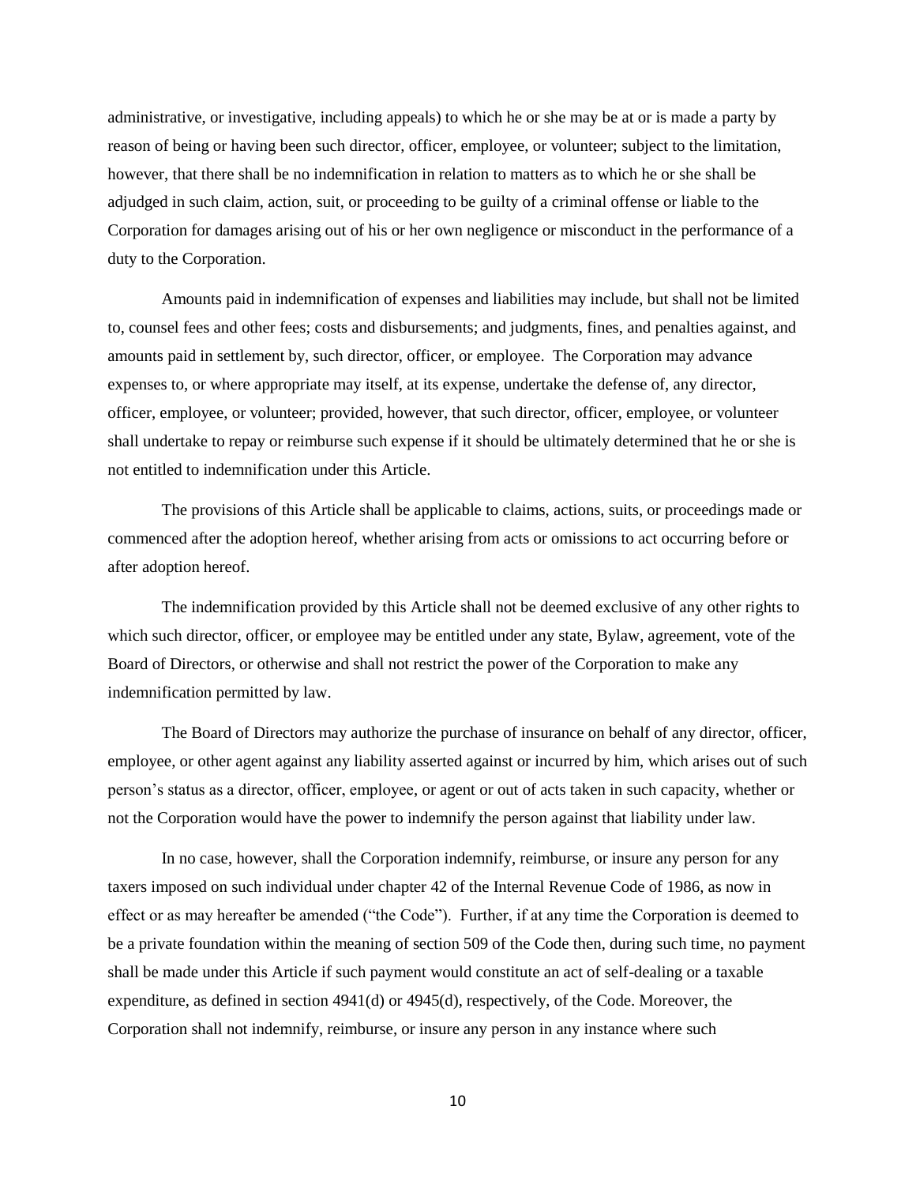administrative, or investigative, including appeals) to which he or she may be at or is made a party by reason of being or having been such director, officer, employee, or volunteer; subject to the limitation, however, that there shall be no indemnification in relation to matters as to which he or she shall be adjudged in such claim, action, suit, or proceeding to be guilty of a criminal offense or liable to the Corporation for damages arising out of his or her own negligence or misconduct in the performance of a duty to the Corporation.

Amounts paid in indemnification of expenses and liabilities may include, but shall not be limited to, counsel fees and other fees; costs and disbursements; and judgments, fines, and penalties against, and amounts paid in settlement by, such director, officer, or employee. The Corporation may advance expenses to, or where appropriate may itself, at its expense, undertake the defense of, any director, officer, employee, or volunteer; provided, however, that such director, officer, employee, or volunteer shall undertake to repay or reimburse such expense if it should be ultimately determined that he or she is not entitled to indemnification under this Article.

The provisions of this Article shall be applicable to claims, actions, suits, or proceedings made or commenced after the adoption hereof, whether arising from acts or omissions to act occurring before or after adoption hereof.

The indemnification provided by this Article shall not be deemed exclusive of any other rights to which such director, officer, or employee may be entitled under any state, Bylaw, agreement, vote of the Board of Directors, or otherwise and shall not restrict the power of the Corporation to make any indemnification permitted by law.

The Board of Directors may authorize the purchase of insurance on behalf of any director, officer, employee, or other agent against any liability asserted against or incurred by him, which arises out of such person's status as a director, officer, employee, or agent or out of acts taken in such capacity, whether or not the Corporation would have the power to indemnify the person against that liability under law.

In no case, however, shall the Corporation indemnify, reimburse, or insure any person for any taxers imposed on such individual under chapter 42 of the Internal Revenue Code of 1986, as now in effect or as may hereafter be amended ("the Code"). Further, if at any time the Corporation is deemed to be a private foundation within the meaning of section 509 of the Code then, during such time, no payment shall be made under this Article if such payment would constitute an act of self-dealing or a taxable expenditure, as defined in section 4941(d) or 4945(d), respectively, of the Code. Moreover, the Corporation shall not indemnify, reimburse, or insure any person in any instance where such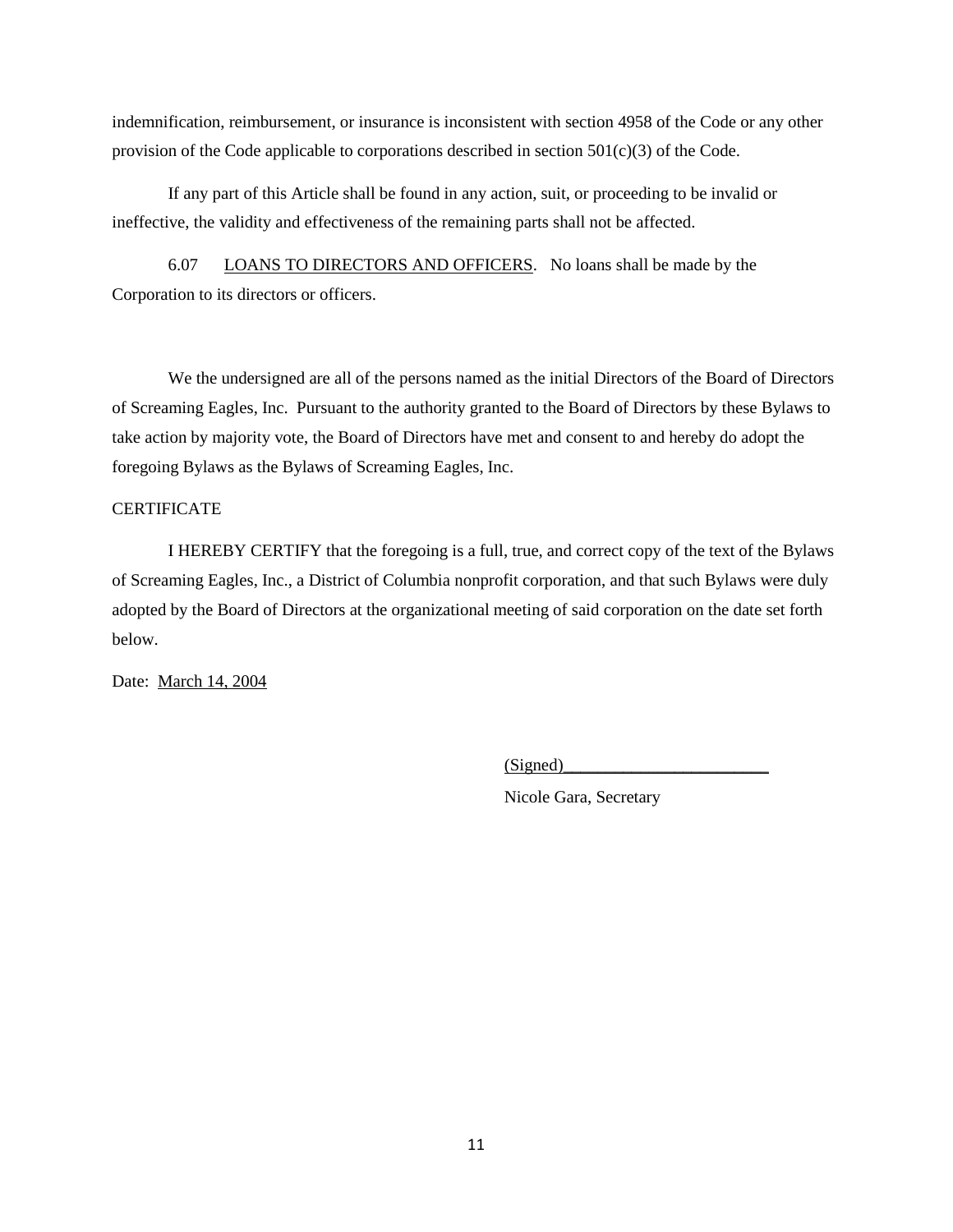indemnification, reimbursement, or insurance is inconsistent with section 4958 of the Code or any other provision of the Code applicable to corporations described in section 501(c)(3) of the Code.

If any part of this Article shall be found in any action, suit, or proceeding to be invalid or ineffective, the validity and effectiveness of the remaining parts shall not be affected.

6.07 LOANS TO DIRECTORS AND OFFICERS. No loans shall be made by the Corporation to its directors or officers.

We the undersigned are all of the persons named as the initial Directors of the Board of Directors of Screaming Eagles, Inc. Pursuant to the authority granted to the Board of Directors by these Bylaws to take action by majority vote, the Board of Directors have met and consent to and hereby do adopt the foregoing Bylaws as the Bylaws of Screaming Eagles, Inc.

CERTIFICATE

I HEREBY CERTIFY that the foregoing is a full, true, and correct copy of the text of the Bylaws of Screaming Eagles, Inc., a District of Columbia nonprofit corporation, and that such Bylaws were duly adopted by the Board of Directors at the organizational meeting of said corporation on the date set forth below.

Date: March 14, 2004

(Signed)________________________

Nicole Gara, Secretary